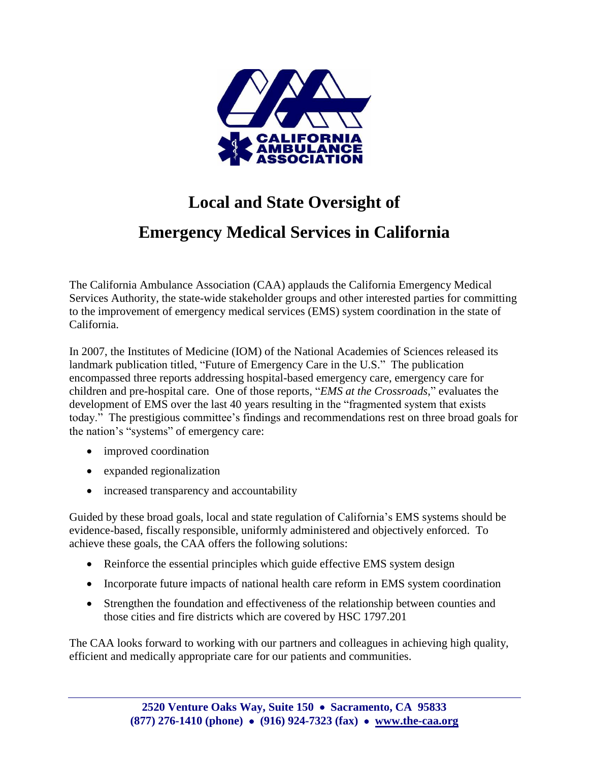# Local and State Oversight of Emergency Medical Services in California

The California Ambulance Association (CAA) applauds the California Emergency Medical Services Authority, the state-wide stakeholder groups and other interested parties for committing to the improvement of emergency medical services (EMS) system coordination in the state of California.

In 2007, the Institutes of Medicine (IOM) of the National Academies of Sciences released its landmark publication titled, "Future of Emergency Care in the U.S." The publication encompassed three reports addressing hospital-based emergency care, emergency care for children and pre-hospital care. One of those reports, "*EMS at the Crossroads*," evaluates the development of EMS over the last 40 years resulting in the "fragmented system that exists today." The prestigious committee's findings and recommendations rest on three broad goals for the nation's "systems" of emergency care:

- improved coordination
- expanded regionalization
- increased transparency and accountability

Guided by these broad goals, local and state regulation of California's EMS systems should be evidence-based, fiscally responsible, uniformly administered and objectively enforced. To achieve these goals, the CAA offers the following solutions:

- Reinforce the essential principles which guide effective EMS system design
- Incorporate future impacts of national health care reform in EMS system coordination
- Strengthen the foundation and effectiveness of the relationship between counties and those cities and fire districts which are covered by HSC 1797.201

The CAA looks forward to working with our partners and colleagues in achieving high quality, efficient and medically appropriate care for our patients and communities.

**2520 Venture Oaks Way, Suite 150 • Sacramento, CA 95833**
**(877) 276-1410 (phone) • (916) 924-7323 (fax) • www.the-caa.org**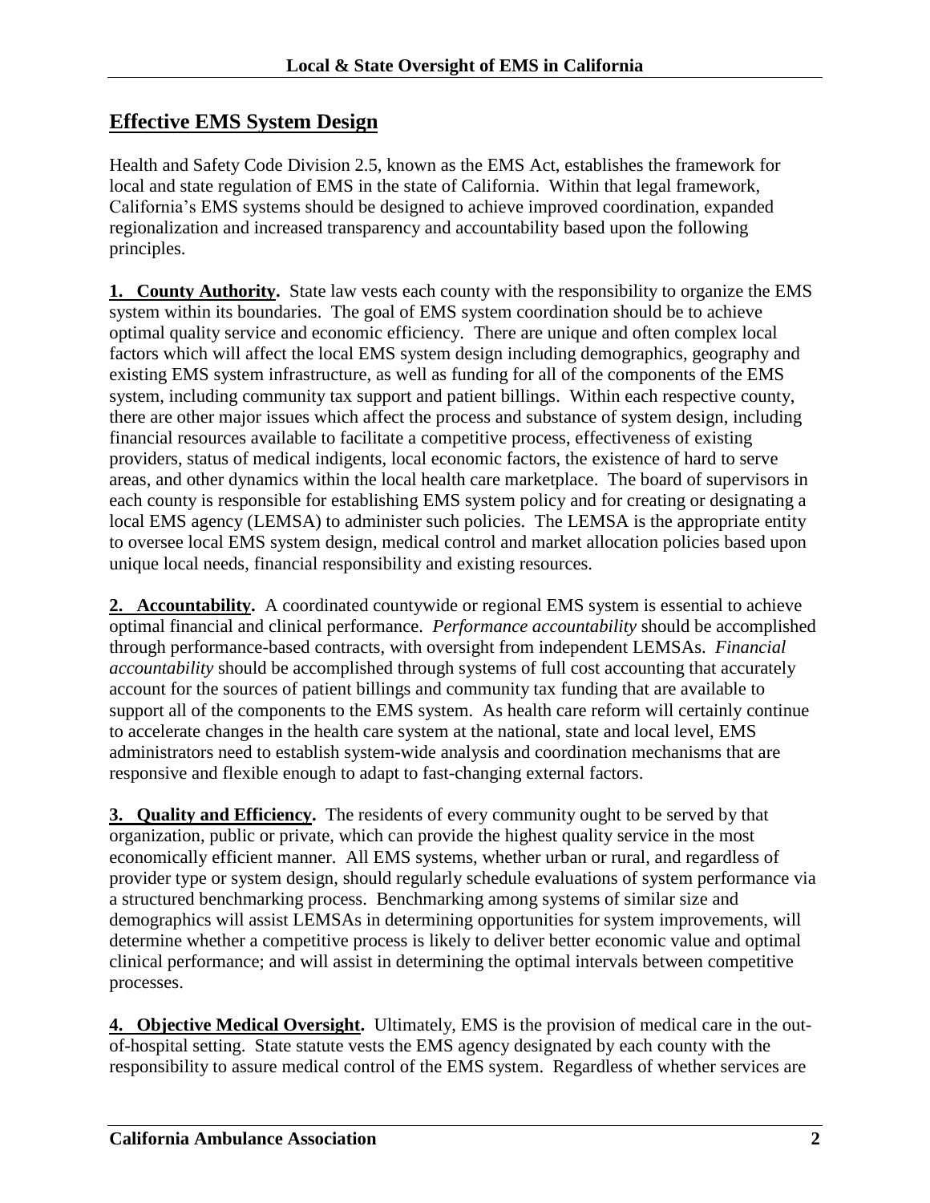## Effective EMS System Design

Health and Safety Code Division 2.5, known as the EMS Act, establishes the framework for local and state regulation of EMS in the state of California. Within that legal framework, California's EMS systems should be designed to achieve improved coordination, expanded regionalization and increased transparency and accountability based upon the following principles.

**1. County Authority.** State law vests each county with the responsibility to organize the EMS system within its boundaries. The goal of EMS system coordination should be to achieve optimal quality service and economic efficiency. There are unique and often complex local factors which will affect the local EMS system design including demographics, geography and existing EMS system infrastructure, as well as funding for all of the components of the EMS system, including community tax support and patient billings. Within each respective county, there are other major issues which affect the process and substance of system design, including financial resources available to facilitate a competitive process, effectiveness of existing providers, status of medical indigents, local economic factors, the existence of hard to serve areas, and other dynamics within the local health care marketplace. The board of supervisors in each county is responsible for establishing EMS system policy and for creating or designating a local EMS agency (LEMSA) to administer such policies. The LEMSA is the appropriate entity to oversee local EMS system design, medical control and market allocation policies based upon unique local needs, financial responsibility and existing resources.

**2. Accountability.** A coordinated countywide or regional EMS system is essential to achieve optimal financial and clinical performance. *Performance accountability* should be accomplished through performance-based contracts, with oversight from independent LEMSAs. *Financial accountability* should be accomplished through systems of full cost accounting that accurately account for the sources of patient billings and community tax funding that are available to support all of the components to the EMS system. As health care reform will certainly continue to accelerate changes in the health care system at the national, state and local level, EMS administrators need to establish system-wide analysis and coordination mechanisms that are responsive and flexible enough to adapt to fast-changing external factors.

**3. Quality and Efficiency.** The residents of every community ought to be served by that organization, public or private, which can provide the highest quality service in the most economically efficient manner. All EMS systems, whether urban or rural, and regardless of provider type or system design, should regularly schedule evaluations of system performance via a structured benchmarking process. Benchmarking among systems of similar size and demographics will assist LEMSAs in determining opportunities for system improvements, will determine whether a competitive process is likely to deliver better economic value and optimal clinical performance; and will assist in determining the optimal intervals between competitive processes.

**4. Objective Medical Oversight.** Ultimately, EMS is the provision of medical care in the out-of-hospital setting. State statute vests the EMS agency designated by each county with the responsibility to assure medical control of the EMS system. Regardless of whether services are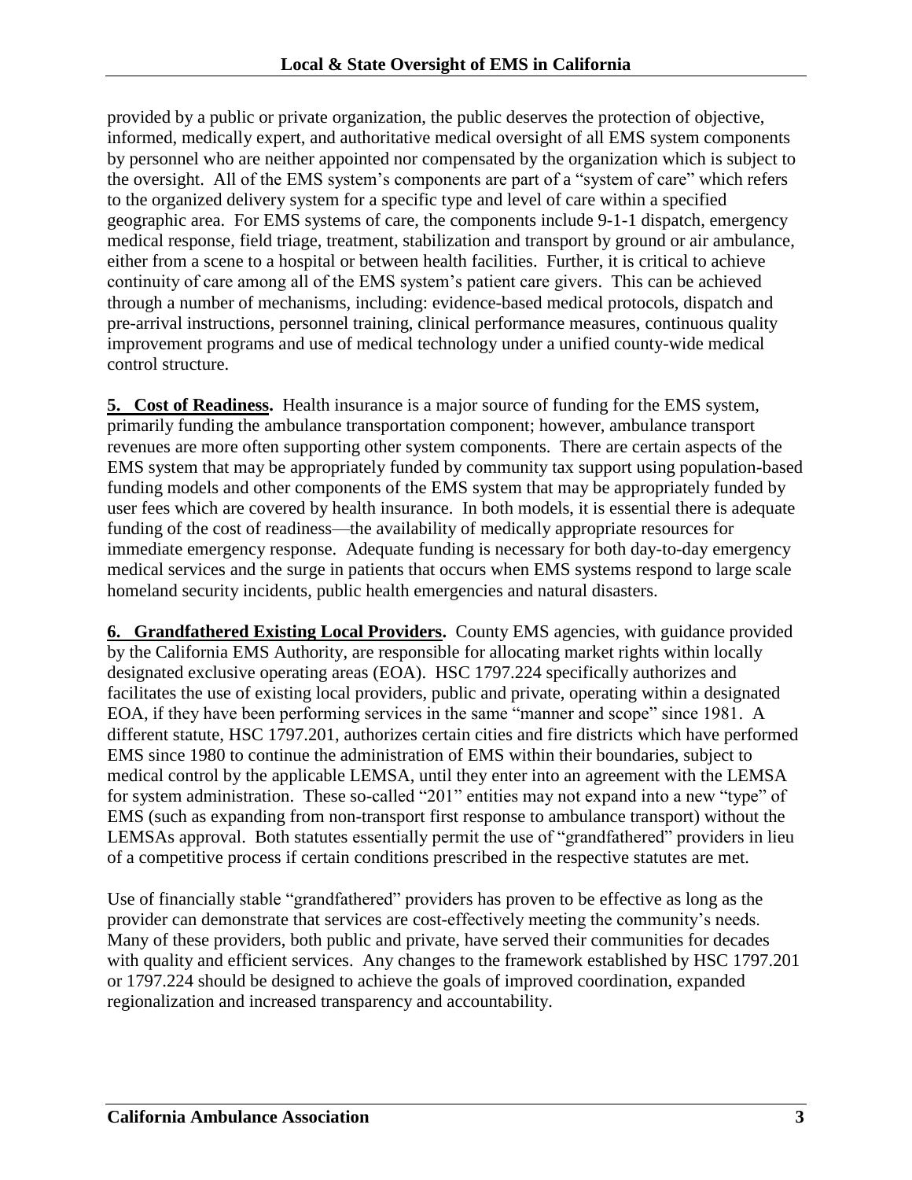provided by a public or private organization, the public deserves the protection of objective, informed, medically expert, and authoritative medical oversight of all EMS system components by personnel who are neither appointed nor compensated by the organization which is subject to the oversight. All of the EMS system's components are part of a "system of care" which refers to the organized delivery system for a specific type and level of care within a specified geographic area. For EMS systems of care, the components include 9-1-1 dispatch, emergency medical response, field triage, treatment, stabilization and transport by ground or air ambulance, either from a scene to a hospital or between health facilities. Further, it is critical to achieve continuity of care among all of the EMS system's patient care givers. This can be achieved through a number of mechanisms, including: evidence-based medical protocols, dispatch and pre-arrival instructions, personnel training, clinical performance measures, continuous quality improvement programs and use of medical technology under a unified county-wide medical control structure.

**5. Cost of Readiness.** Health insurance is a major source of funding for the EMS system, primarily funding the ambulance transportation component; however, ambulance transport revenues are more often supporting other system components. There are certain aspects of the EMS system that may be appropriately funded by community tax support using population-based funding models and other components of the EMS system that may be appropriately funded by user fees which are covered by health insurance. In both models, it is essential there is adequate funding of the cost of readiness—the availability of medically appropriate resources for immediate emergency response. Adequate funding is necessary for both day-to-day emergency medical services and the surge in patients that occurs when EMS systems respond to large scale homeland security incidents, public health emergencies and natural disasters.

**6. Grandfathered Existing Local Providers.** County EMS agencies, with guidance provided by the California EMS Authority, are responsible for allocating market rights within locally designated exclusive operating areas (EOA). HSC 1797.224 specifically authorizes and facilitates the use of existing local providers, public and private, operating within a designated EOA, if they have been performing services in the same "manner and scope" since 1981. A different statute, HSC 1797.201, authorizes certain cities and fire districts which have performed EMS since 1980 to continue the administration of EMS within their boundaries, subject to medical control by the applicable LEMSA, until they enter into an agreement with the LEMSA for system administration. These so-called "201" entities may not expand into a new "type" of EMS (such as expanding from non-transport first response to ambulance transport) without the LEMSAs approval. Both statutes essentially permit the use of "grandfathered" providers in lieu of a competitive process if certain conditions prescribed in the respective statutes are met.

Use of financially stable "grandfathered" providers has proven to be effective as long as the provider can demonstrate that services are cost-effectively meeting the community's needs. Many of these providers, both public and private, have served their communities for decades with quality and efficient services. Any changes to the framework established by HSC 1797.201 or 1797.224 should be designed to achieve the goals of improved coordination, expanded regionalization and increased transparency and accountability.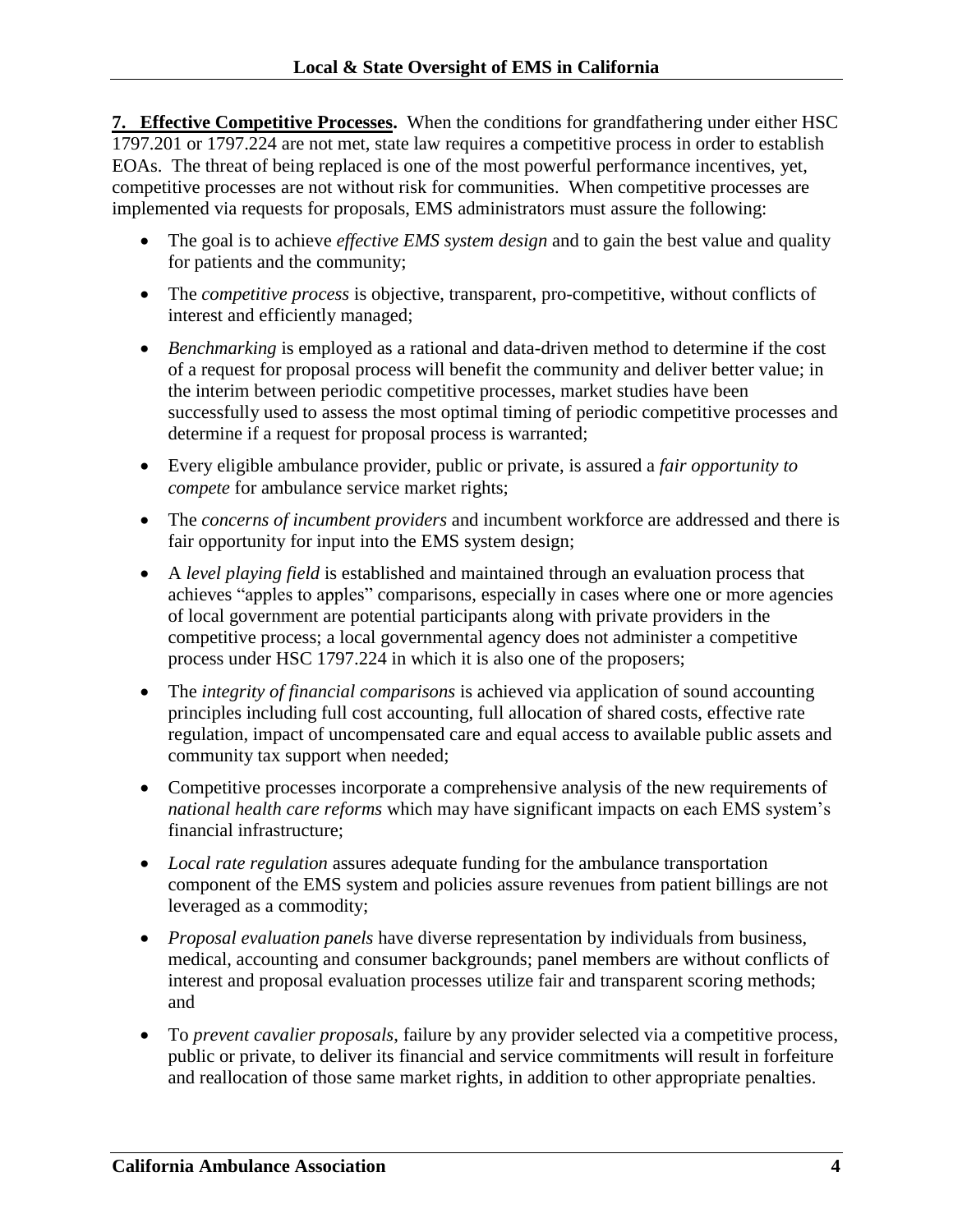**7. Effective Competitive Processes.** When the conditions for grandfathering under either HSC 1797.201 or 1797.224 are not met, state law requires a competitive process in order to establish EOAs. The threat of being replaced is one of the most powerful performance incentives, yet, competitive processes are not without risk for communities. When competitive processes are implemented via requests for proposals, EMS administrators must assure the following:

- The goal is to achieve *effective EMS system design* and to gain the best value and quality for patients and the community;
- The *competitive process* is objective, transparent, pro-competitive, without conflicts of interest and efficiently managed;
- *Benchmarking* is employed as a rational and data-driven method to determine if the cost of a request for proposal process will benefit the community and deliver better value; in the interim between periodic competitive processes, market studies have been successfully used to assess the most optimal timing of periodic competitive processes and determine if a request for proposal process is warranted;
- Every eligible ambulance provider, public or private, is assured a *fair opportunity to compete* for ambulance service market rights;
- The *concerns of incumbent providers* and incumbent workforce are addressed and there is fair opportunity for input into the EMS system design;
- A *level playing field* is established and maintained through an evaluation process that achieves "apples to apples" comparisons, especially in cases where one or more agencies of local government are potential participants along with private providers in the competitive process; a local governmental agency does not administer a competitive process under HSC 1797.224 in which it is also one of the proposers;
- The *integrity of financial comparisons* is achieved via application of sound accounting principles including full cost accounting, full allocation of shared costs, effective rate regulation, impact of uncompensated care and equal access to available public assets and community tax support when needed;
- Competitive processes incorporate a comprehensive analysis of the new requirements of *national health care reforms* which may have significant impacts on each EMS system's financial infrastructure;
- *Local rate regulation* assures adequate funding for the ambulance transportation component of the EMS system and policies assure revenues from patient billings are not leveraged as a commodity;
- *Proposal evaluation panels* have diverse representation by individuals from business, medical, accounting and consumer backgrounds; panel members are without conflicts of interest and proposal evaluation processes utilize fair and transparent scoring methods; and
- To *prevent cavalier proposals*, failure by any provider selected via a competitive process, public or private, to deliver its financial and service commitments will result in forfeiture and reallocation of those same market rights, in addition to other appropriate penalties.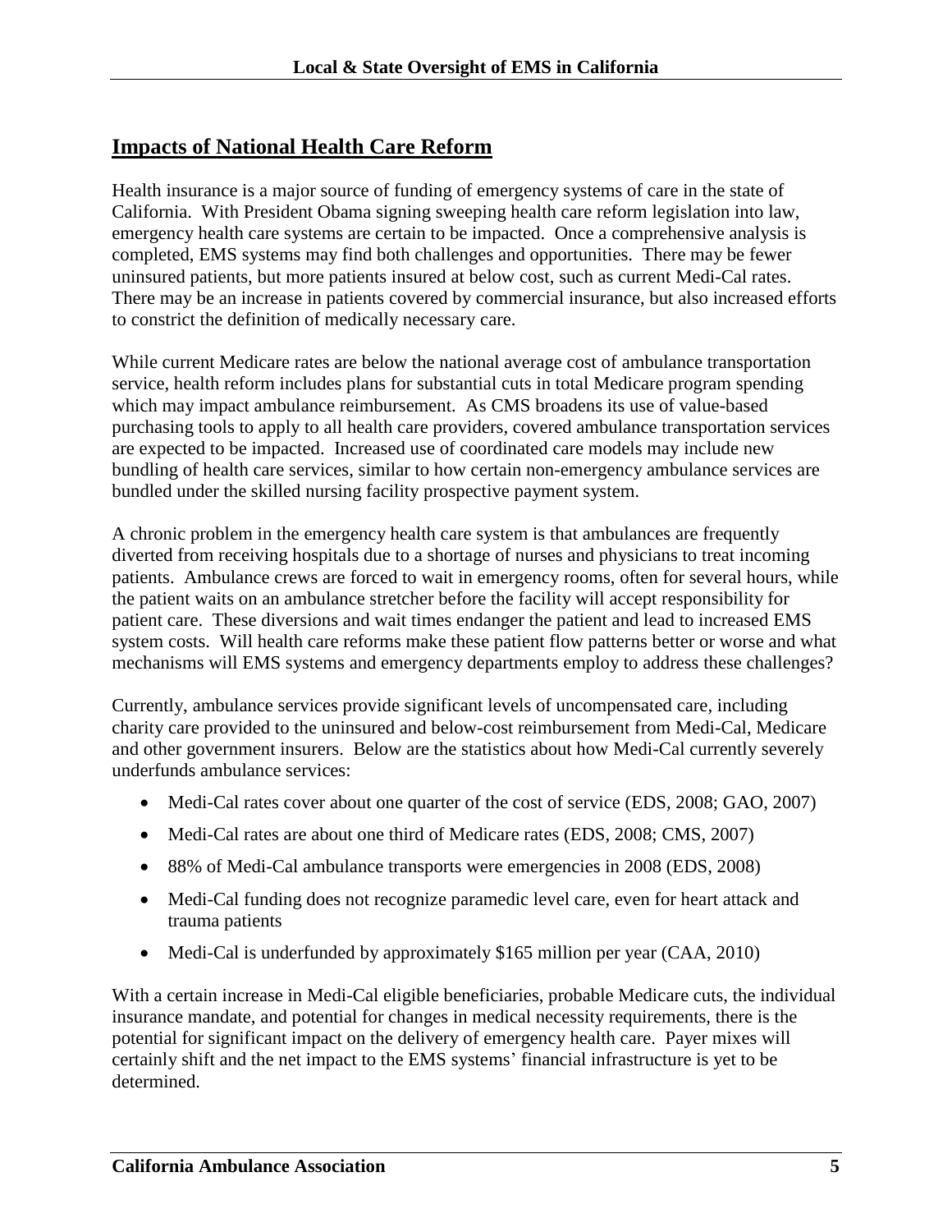## Impacts of National Health Care Reform

Health insurance is a major source of funding of emergency systems of care in the state of California. With President Obama signing sweeping health care reform legislation into law, emergency health care systems are certain to be impacted. Once a comprehensive analysis is completed, EMS systems may find both challenges and opportunities. There may be fewer uninsured patients, but more patients insured at below cost, such as current Medi-Cal rates. There may be an increase in patients covered by commercial insurance, but also increased efforts to constrict the definition of medically necessary care.

While current Medicare rates are below the national average cost of ambulance transportation service, health reform includes plans for substantial cuts in total Medicare program spending which may impact ambulance reimbursement. As CMS broadens its use of value-based purchasing tools to apply to all health care providers, covered ambulance transportation services are expected to be impacted. Increased use of coordinated care models may include new bundling of health care services, similar to how certain non-emergency ambulance services are bundled under the skilled nursing facility prospective payment system.

A chronic problem in the emergency health care system is that ambulances are frequently diverted from receiving hospitals due to a shortage of nurses and physicians to treat incoming patients. Ambulance crews are forced to wait in emergency rooms, often for several hours, while the patient waits on an ambulance stretcher before the facility will accept responsibility for patient care. These diversions and wait times endanger the patient and lead to increased EMS system costs. Will health care reforms make these patient flow patterns better or worse and what mechanisms will EMS systems and emergency departments employ to address these challenges?

Currently, ambulance services provide significant levels of uncompensated care, including charity care provided to the uninsured and below-cost reimbursement from Medi-Cal, Medicare and other government insurers. Below are the statistics about how Medi-Cal currently severely underfunds ambulance services:

- Medi-Cal rates cover about one quarter of the cost of service (EDS, 2008; GAO, 2007)
- Medi-Cal rates are about one third of Medicare rates (EDS, 2008; CMS, 2007)
- 88% of Medi-Cal ambulance transports were emergencies in 2008 (EDS, 2008)
- Medi-Cal funding does not recognize paramedic level care, even for heart attack and trauma patients
- Medi-Cal is underfunded by approximately $165 million per year (CAA, 2010)

With a certain increase in Medi-Cal eligible beneficiaries, probable Medicare cuts, the individual insurance mandate, and potential for changes in medical necessity requirements, there is the potential for significant impact on the delivery of emergency health care. Payer mixes will certainly shift and the net impact to the EMS systems' financial infrastructure is yet to be determined.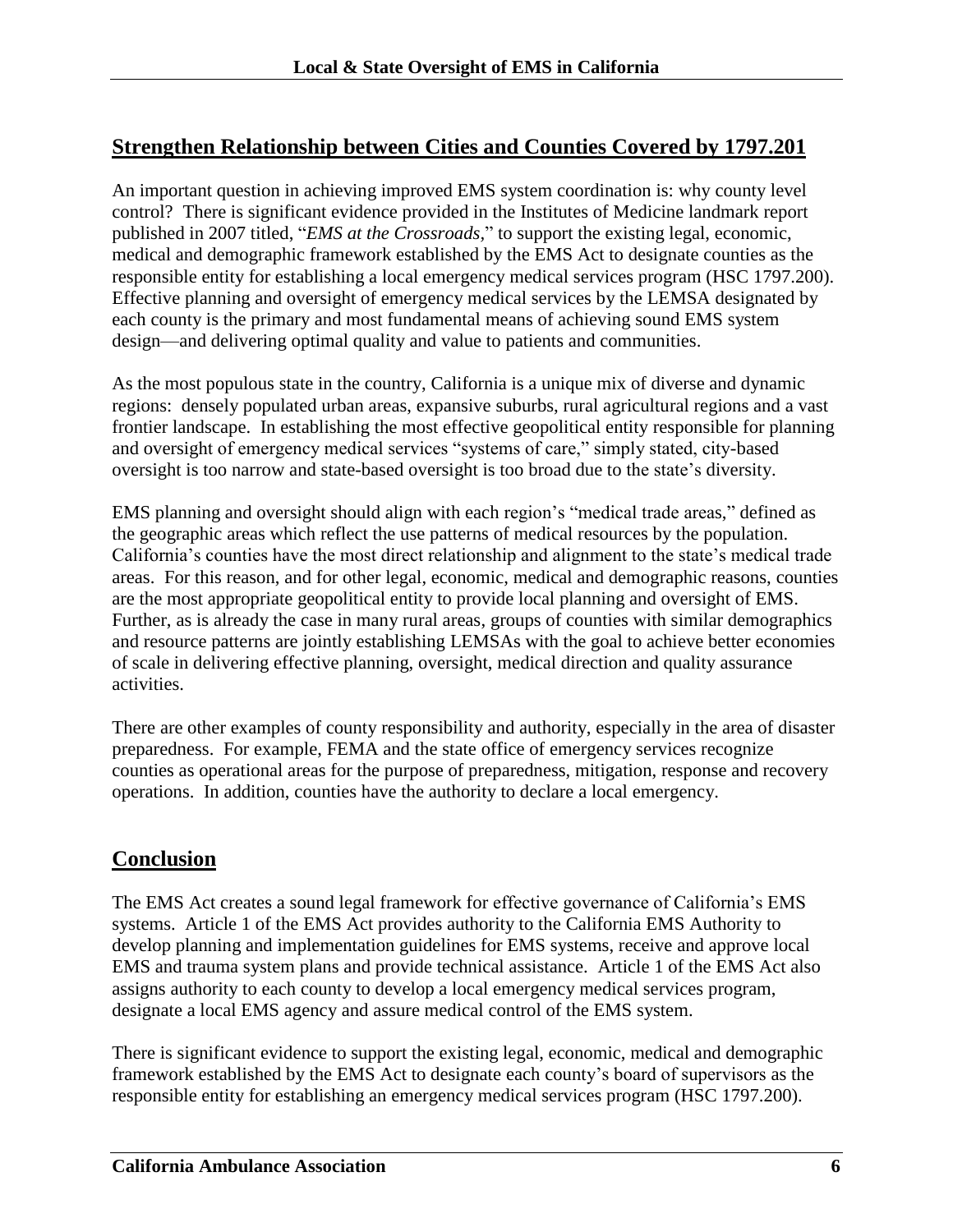## Strengthen Relationship between Cities and Counties Covered by 1797.201

An important question in achieving improved EMS system coordination is: why county level control? There is significant evidence provided in the Institutes of Medicine landmark report published in 2007 titled, "*EMS at the Crossroads*," to support the existing legal, economic, medical and demographic framework established by the EMS Act to designate counties as the responsible entity for establishing a local emergency medical services program (HSC 1797.200). Effective planning and oversight of emergency medical services by the LEMSA designated by each county is the primary and most fundamental means of achieving sound EMS system design—and delivering optimal quality and value to patients and communities.

As the most populous state in the country, California is a unique mix of diverse and dynamic regions: densely populated urban areas, expansive suburbs, rural agricultural regions and a vast frontier landscape. In establishing the most effective geopolitical entity responsible for planning and oversight of emergency medical services "systems of care," simply stated, city-based oversight is too narrow and state-based oversight is too broad due to the state's diversity.

EMS planning and oversight should align with each region's "medical trade areas," defined as the geographic areas which reflect the use patterns of medical resources by the population. California's counties have the most direct relationship and alignment to the state's medical trade areas. For this reason, and for other legal, economic, medical and demographic reasons, counties are the most appropriate geopolitical entity to provide local planning and oversight of EMS. Further, as is already the case in many rural areas, groups of counties with similar demographics and resource patterns are jointly establishing LEMSAs with the goal to achieve better economies of scale in delivering effective planning, oversight, medical direction and quality assurance activities.

There are other examples of county responsibility and authority, especially in the area of disaster preparedness. For example, FEMA and the state office of emergency services recognize counties as operational areas for the purpose of preparedness, mitigation, response and recovery operations. In addition, counties have the authority to declare a local emergency.

## Conclusion

The EMS Act creates a sound legal framework for effective governance of California's EMS systems. Article 1 of the EMS Act provides authority to the California EMS Authority to develop planning and implementation guidelines for EMS systems, receive and approve local EMS and trauma system plans and provide technical assistance. Article 1 of the EMS Act also assigns authority to each county to develop a local emergency medical services program, designate a local EMS agency and assure medical control of the EMS system.

There is significant evidence to support the existing legal, economic, medical and demographic framework established by the EMS Act to designate each county's board of supervisors as the responsible entity for establishing an emergency medical services program (HSC 1797.200).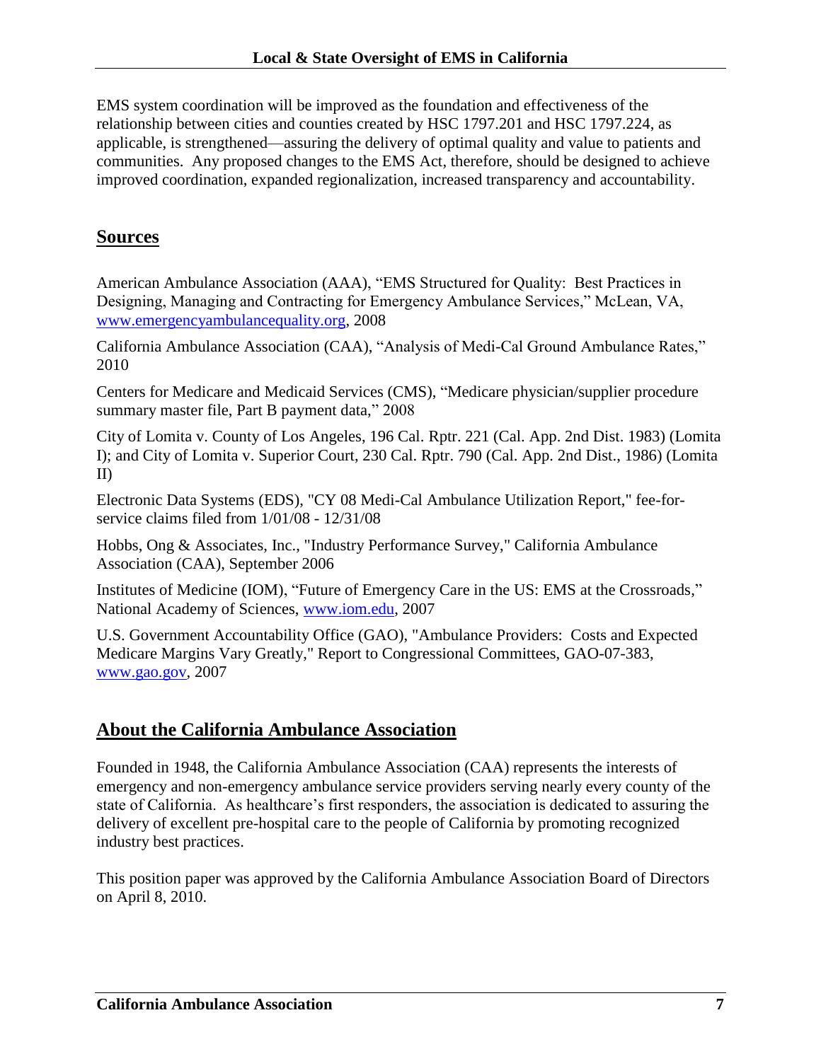EMS system coordination will be improved as the foundation and effectiveness of the relationship between cities and counties created by HSC 1797.201 and HSC 1797.224, as applicable, is strengthened—assuring the delivery of optimal quality and value to patients and communities. Any proposed changes to the EMS Act, therefore, should be designed to achieve improved coordination, expanded regionalization, increased transparency and accountability.

## Sources

American Ambulance Association (AAA), "EMS Structured for Quality: Best Practices in Designing, Managing and Contracting for Emergency Ambulance Services," McLean, VA, www.emergencyambulancequality.org, 2008

California Ambulance Association (CAA), "Analysis of Medi-Cal Ground Ambulance Rates," 2010

Centers for Medicare and Medicaid Services (CMS), "Medicare physician/supplier procedure summary master file, Part B payment data," 2008

City of Lomita v. County of Los Angeles, 196 Cal. Rptr. 221 (Cal. App. 2nd Dist. 1983) (Lomita I); and City of Lomita v. Superior Court, 230 Cal. Rptr. 790 (Cal. App. 2nd Dist., 1986) (Lomita II)

Electronic Data Systems (EDS), "CY 08 Medi-Cal Ambulance Utilization Report," fee-for-service claims filed from 1/01/08 - 12/31/08

Hobbs, Ong & Associates, Inc., "Industry Performance Survey," California Ambulance Association (CAA), September 2006

Institutes of Medicine (IOM), "Future of Emergency Care in the US: EMS at the Crossroads," National Academy of Sciences, www.iom.edu, 2007

U.S. Government Accountability Office (GAO), "Ambulance Providers: Costs and Expected Medicare Margins Vary Greatly," Report to Congressional Committees, GAO-07-383, www.gao.gov, 2007

## About the California Ambulance Association

Founded in 1948, the California Ambulance Association (CAA) represents the interests of emergency and non-emergency ambulance service providers serving nearly every county of the state of California. As healthcare's first responders, the association is dedicated to assuring the delivery of excellent pre-hospital care to the people of California by promoting recognized industry best practices.

This position paper was approved by the California Ambulance Association Board of Directors on April 8, 2010.